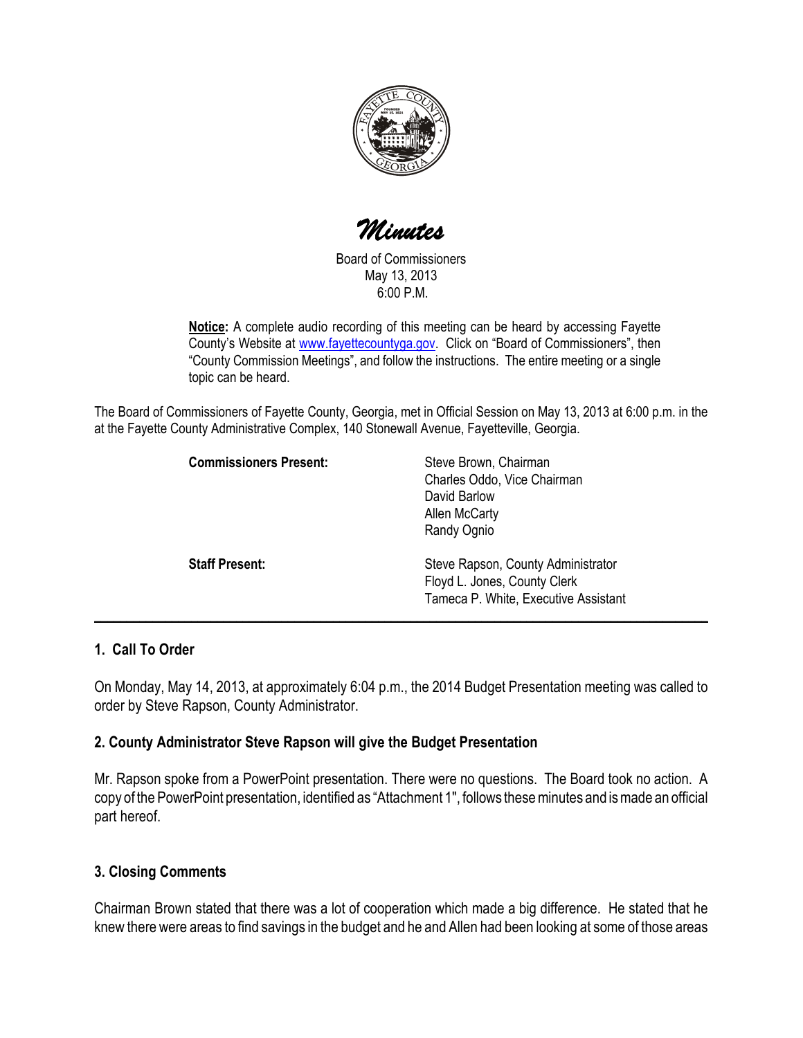# *Minutes*

Board of Commissioners
May 13, 2013
6:00 P.M.

**Notice:** A complete audio recording of this meeting can be heard by accessing Fayette County's Website at www.fayettecountyga.gov. Click on "Board of Commissioners", then "County Commission Meetings", and follow the instructions. The entire meeting or a single topic can be heard.

The Board of Commissioners of Fayette County, Georgia, met in Official Session on May 13, 2013 at 6:00 p.m. in the at the Fayette County Administrative Complex, 140 Stonewall Avenue, Fayetteville, Georgia.

| | |
|---|---|
| **Commissioners Present:** | Steve Brown, Chairman<br>Charles Oddo, Vice Chairman<br>David Barlow<br>Allen McCarty<br>Randy Ognio |
| **Staff Present:** | Steve Rapson, County Administrator<br>Floyd L. Jones, County Clerk<br>Tameca P. White, Executive Assistant |

---

### 1. Call To Order

On Monday, May 14, 2013, at approximately 6:04 p.m., the 2014 Budget Presentation meeting was called to order by Steve Rapson, County Administrator.

### 2. County Administrator Steve Rapson will give the Budget Presentation

Mr. Rapson spoke from a PowerPoint presentation. There were no questions. The Board took no action. A copy of the PowerPoint presentation, identified as "Attachment 1", follows these minutes and is made an official part hereof.

### 3. Closing Comments

Chairman Brown stated that there was a lot of cooperation which made a big difference. He stated that he knew there were areas to find savings in the budget and he and Allen had been looking at some of those areas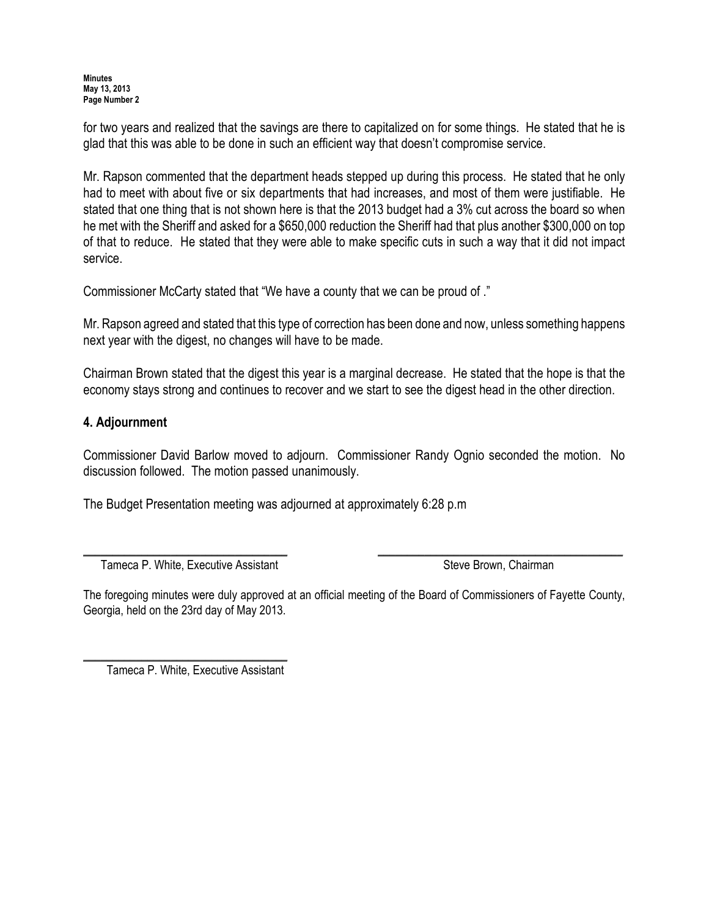for two years and realized that the savings are there to capitalized on for some things. He stated that he is glad that this was able to be done in such an efficient way that doesn't compromise service.

Mr. Rapson commented that the department heads stepped up during this process. He stated that he only had to meet with about five or six departments that had increases, and most of them were justifiable. He stated that one thing that is not shown here is that the 2013 budget had a 3% cut across the board so when he met with the Sheriff and asked for a $650,000 reduction the Sheriff had that plus another $300,000 on top of that to reduce. He stated that they were able to make specific cuts in such a way that it did not impact service.

Commissioner McCarty stated that "We have a county that we can be proud of ."

Mr. Rapson agreed and stated that this type of correction has been done and now, unless something happens next year with the digest, no changes will have to be made.

Chairman Brown stated that the digest this year is a marginal decrease. He stated that the hope is that the economy stays strong and continues to recover and we start to see the digest head in the other direction.

## 4. Adjournment

Commissioner David Barlow moved to adjourn. Commissioner Randy Ognio seconded the motion. No discussion followed. The motion passed unanimously.

The Budget Presentation meeting was adjourned at approximately 6:28 p.m

\_\_\_\_\_\_\_\_\_\_\_\_\_\_\_\_\_\_\_\_\_\_\_\_\_\_\_\_\_\_\_\_
Tameca P. White, Executive Assistant

\_\_\_\_\_\_\_\_\_\_\_\_\_\_\_\_\_\_\_\_\_\_\_\_\_\_\_\_\_\_\_\_
Steve Brown, Chairman

The foregoing minutes were duly approved at an official meeting of the Board of Commissioners of Fayette County, Georgia, held on the 23rd day of May 2013.

\_\_\_\_\_\_\_\_\_\_\_\_\_\_\_\_\_\_\_\_\_\_\_\_\_\_\_\_\_\_\_\_
Tameca P. White, Executive Assistant